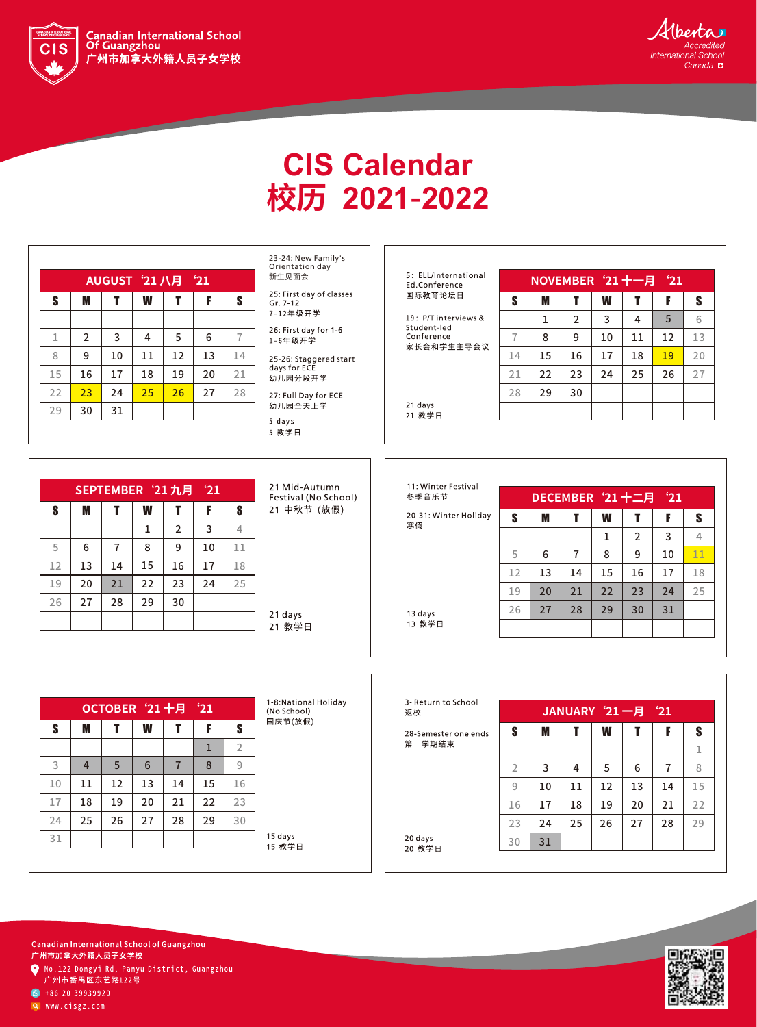Canadian International School Of Guangzhou
广州市加拿大外籍人员子女学校

Alberta Accredited International School Canada

# CIS Calendar
# 校历 2021-2022

## AUGUST '21 八月 '21

| S | M | T | W | T | F | S |
|---|---|---|---|---|---|---|
| | | | | | | |
| 1 | 2 | 3 | 4 | 5 | 6 | 7 |
| 8 | 9 | 10 | 11 | 12 | 13 | 14 |
| 15 | 16 | 17 | 18 | 19 | 20 | 21 |
| 22 | 23 | 24 | 25 | 26 | 27 | 28 |
| 29 | 30 | 31 | | | | |

23-24: New Family's Orientation day
新生见面会

25: First day of classes Gr. 7-12
7-12年级开学

26: First day for 1-6
1-6年级开学

25-26: Staggered start days for ECE
幼儿园分段开学

27: Full Day for ECE
幼儿园全天上学

5 days
5 教学日

## NOVEMBER '21 十一月 '21

| S | M | T | W | T | F | S |
|---|---|---|---|---|---|---|
| | 1 | 2 | 3 | 4 | 5 | 6 |
| 7 | 8 | 9 | 10 | 11 | 12 | 13 |
| 14 | 15 | 16 | 17 | 18 | 19 | 20 |
| 21 | 22 | 23 | 24 | 25 | 26 | 27 |
| 28 | 29 | 30 | | | | |
| | | | | | | |

5: ELL/International Ed.Conference
国际教育论坛日

19: P/T interviews & Student-led Conference
家长会和学生主导会议

21 days
21 教学日

## SEPTEMBER '21 九月 '21

| S | M | T | W | T | F | S |
|---|---|---|---|---|---|---|
| | | | 1 | 2 | 3 | 4 |
| 5 | 6 | 7 | 8 | 9 | 10 | 11 |
| 12 | 13 | 14 | 15 | 16 | 17 | 18 |
| 19 | 20 | 21 | 22 | 23 | 24 | 25 |
| 26 | 27 | 28 | 29 | 30 | | |
| | | | | | | |

21 Mid-Autumn Festival (No School)
21 中秋节（放假）

21 days
21 教学日

## DECEMBER '21 十二月 '21

| S | M | T | W | T | F | S |
|---|---|---|---|---|---|---|
| | | | 1 | 2 | 3 | 4 |
| 5 | 6 | 7 | 8 | 9 | 10 | 11 |
| 12 | 13 | 14 | 15 | 16 | 17 | 18 |
| 19 | 20 | 21 | 22 | 23 | 24 | 25 |
| 26 | 27 | 28 | 29 | 30 | 31 | |
| | | | | | | |

11: Winter Festival
冬季音乐节

20-31: Winter Holiday
寒假

13 days
13 教学日

## OCTOBER '21 十月 '21

| S | M | T | W | T | F | S |
|---|---|---|---|---|---|---|
| | | | | | 1 | 2 |
| 3 | 4 | 5 | 6 | 7 | 8 | 9 |
| 10 | 11 | 12 | 13 | 14 | 15 | 16 |
| 17 | 18 | 19 | 20 | 21 | 22 | 23 |
| 24 | 25 | 26 | 27 | 28 | 29 | 30 |
| 31 | | | | | | |

1-8:National Holiday (No School)
国庆节(放假)

15 days
15 教学日

## JANUARY '21 一月 '21

| S | M | T | W | T | F | S |
|---|---|---|---|---|---|---|
| | | | | | | 1 |
| 2 | 3 | 4 | 5 | 6 | 7 | 8 |
| 9 | 10 | 11 | 12 | 13 | 14 | 15 |
| 16 | 17 | 18 | 19 | 20 | 21 | 22 |
| 23 | 24 | 25 | 26 | 27 | 28 | 29 |
| 30 | 31 | | | | | |

3- Return to School
返校

28-Semester one ends
第一学期结束

20 days
20 教学日

Canadian International School of Guangzhou
广州市加拿大外籍人员子女学校
No.122 Dongyi Rd, Panyu District, Guangzhou
广州市番禺区东艺路122号
+86 20 39939920
www.cisgz.com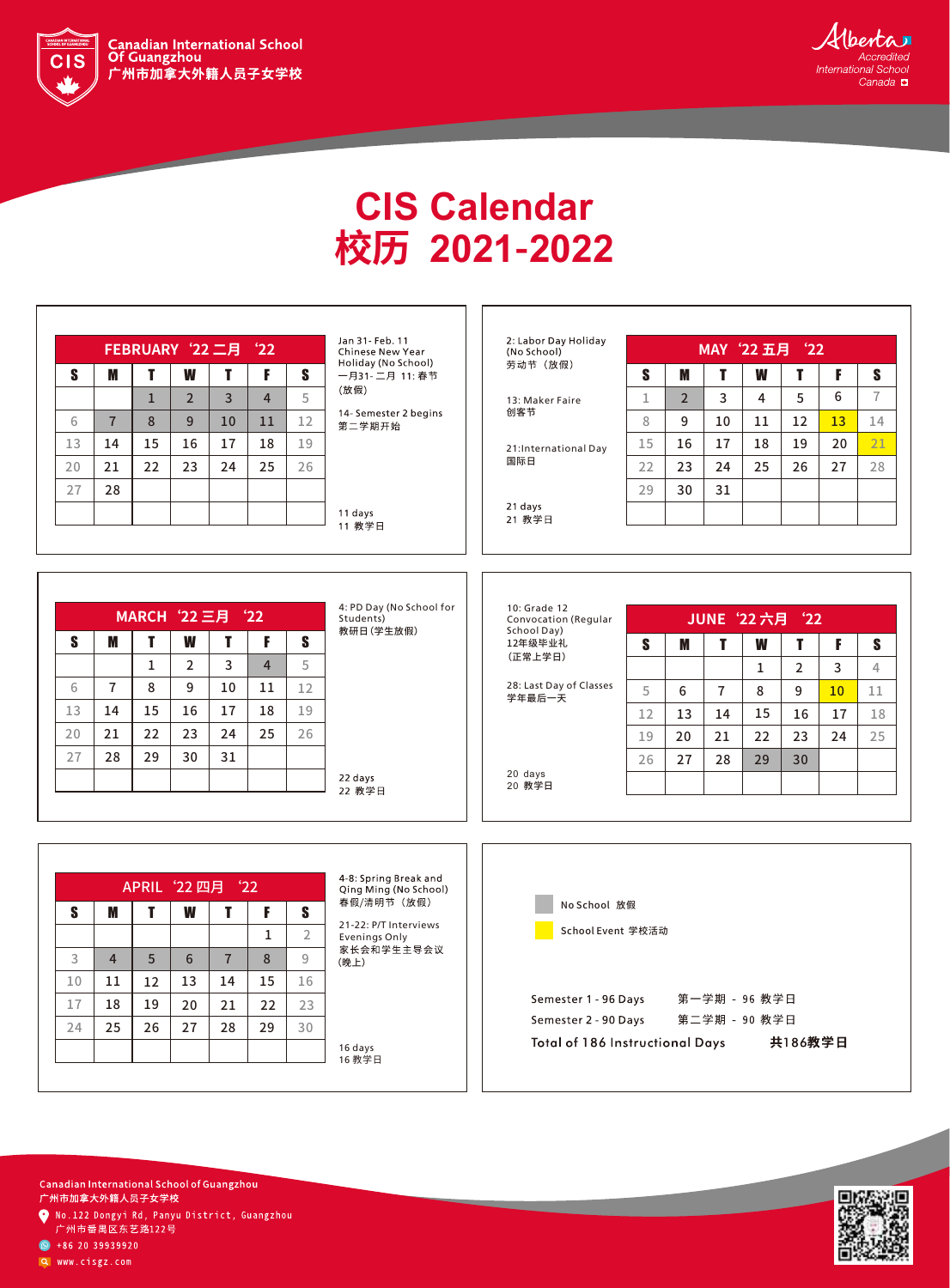Canadian International School Of Guangzhou
广州市加拿大外籍人员子女学校

Alberta Accredited International School Canada

# CIS Calendar
# 校历 2021-2022

## FEBRUARY '22 二月 '22

| S | M | T | W | T | F | S |
|---|---|---|---|---|---|---|
| | | 1 | 2 | 3 | 4 | 5 |
| 6 | 7 | 8 | 9 | 10 | 11 | 12 |
| 13 | 14 | 15 | 16 | 17 | 18 | 19 |
| 20 | 21 | 22 | 23 | 24 | 25 | 26 |
| 27 | 28 | | | | | |

Jan 31- Feb. 11 Chinese New Year Holiday (No School)
一月31- 二月 11: 春节(放假)

14- Semester 2 begins
第二学期开始

11 days
11 教学日

## MAY '22 五月 '22

| S | M | T | W | T | F | S |
|---|---|---|---|---|---|---|
| 1 | 2 | 3 | 4 | 5 | 6 | 7 |
| 8 | 9 | 10 | 11 | 12 | 13 | 14 |
| 15 | 16 | 17 | 18 | 19 | 20 | 21 |
| 22 | 23 | 24 | 25 | 26 | 27 | 28 |
| 29 | 30 | 31 | | | | |

2: Labor Day Holiday (No School)
劳动节（放假）

13: Maker Faire
创客节

21:International Day
国际日

21 days
21 教学日

## MARCH '22 三月 '22

| S | M | T | W | T | F | S |
|---|---|---|---|---|---|---|
| | | 1 | 2 | 3 | 4 | 5 |
| 6 | 7 | 8 | 9 | 10 | 11 | 12 |
| 13 | 14 | 15 | 16 | 17 | 18 | 19 |
| 20 | 21 | 22 | 23 | 24 | 25 | 26 |
| 27 | 28 | 29 | 30 | 31 | | |

4: PD Day (No School for Students)
教研日 (学生放假)

22 days
22 教学日

## JUNE '22 六月 '22

| S | M | T | W | T | F | S |
|---|---|---|---|---|---|---|
| | | | 1 | 2 | 3 | 4 |
| 5 | 6 | 7 | 8 | 9 | 10 | 11 |
| 12 | 13 | 14 | 15 | 16 | 17 | 18 |
| 19 | 20 | 21 | 22 | 23 | 24 | 25 |
| 26 | 27 | 28 | 29 | 30 | | |

10: Grade 12 Convocation (Regular School Day)
12年级毕业礼
(正常上学日)

28: Last Day of Classes
学年最后一天

20 days
20 教学日

## APRIL '22 四月 '22

| S | M | T | W | T | F | S |
|---|---|---|---|---|---|---|
| | | | | | 1 | 2 |
| 3 | 4 | 5 | 6 | 7 | 8 | 9 |
| 10 | 11 | 12 | 13 | 14 | 15 | 16 |
| 17 | 18 | 19 | 20 | 21 | 22 | 23 |
| 24 | 25 | 26 | 27 | 28 | 29 | 30 |

4-8: Spring Break and Qing Ming (No School)
春假/清明节（放假）

21-22: P/T Interviews Evenings Only
家长会和学生主导会议(晚上)

16 days
16 教学日

No School 放假

School Event 学校活动

Semester 1 - 96 Days 第一学期 - 96 教学日

Semester 2 - 90 Days 第二学期 - 90 教学日

Total of 186 Instructional Days 共186教学日

Canadian International School of Guangzhou
广州市加拿大外籍人员子女学校

No.122 Dongyi Rd, Panyu District, Guangzhou
广州市番禺区东艺路122号

+86 20 39939920

www.cisgz.com